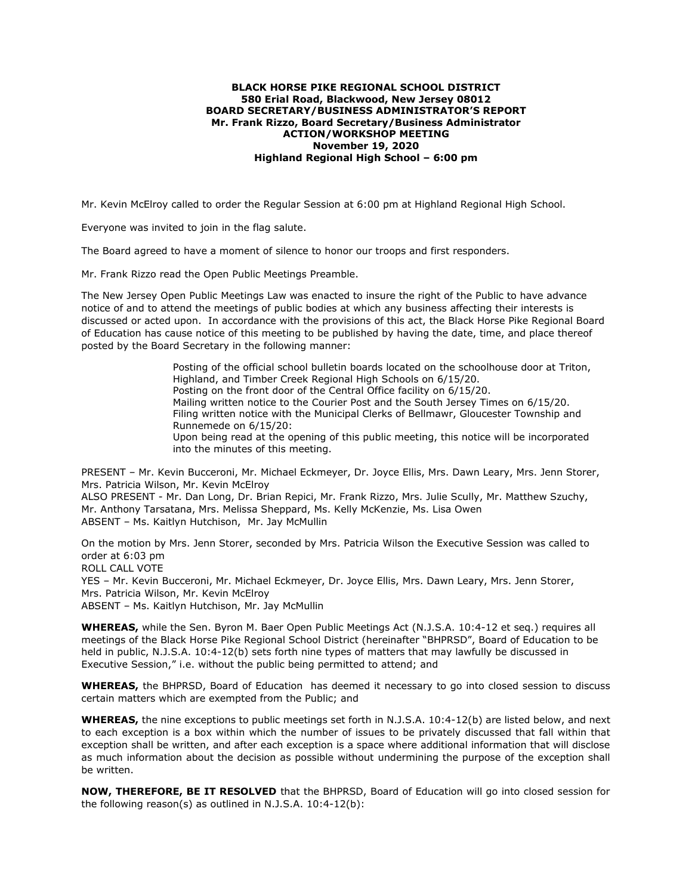**BLACK HORSE PIKE REGIONAL SCHOOL DISTRICT**
**580 Erial Road, Blackwood, New Jersey 08012**
**BOARD SECRETARY/BUSINESS ADMINISTRATOR'S REPORT**
**Mr. Frank Rizzo, Board Secretary/Business Administrator**
**ACTION/WORKSHOP MEETING**
**November 19, 2020**
**Highland Regional High School – 6:00 pm**

Mr. Kevin McElroy called to order the Regular Session at 6:00 pm at Highland Regional High School.

Everyone was invited to join in the flag salute.

The Board agreed to have a moment of silence to honor our troops and first responders.

Mr. Frank Rizzo read the Open Public Meetings Preamble.

The New Jersey Open Public Meetings Law was enacted to insure the right of the Public to have advance notice of and to attend the meetings of public bodies at which any business affecting their interests is discussed or acted upon. In accordance with the provisions of this act, the Black Horse Pike Regional Board of Education has cause notice of this meeting to be published by having the date, time, and place thereof posted by the Board Secretary in the following manner:

> Posting of the official school bulletin boards located on the schoolhouse door at Triton, Highland, and Timber Creek Regional High Schools on 6/15/20.
> Posting on the front door of the Central Office facility on 6/15/20.
> Mailing written notice to the Courier Post and the South Jersey Times on 6/15/20.
> Filing written notice with the Municipal Clerks of Bellmawr, Gloucester Township and Runnemede on 6/15/20:
> Upon being read at the opening of this public meeting, this notice will be incorporated into the minutes of this meeting.

PRESENT – Mr. Kevin Bucceroni, Mr. Michael Eckmeyer, Dr. Joyce Ellis, Mrs. Dawn Leary, Mrs. Jenn Storer, Mrs. Patricia Wilson, Mr. Kevin McElroy
ALSO PRESENT - Mr. Dan Long, Dr. Brian Repici, Mr. Frank Rizzo, Mrs. Julie Scully, Mr. Matthew Szuchy, Mr. Anthony Tarsatana, Mrs. Melissa Sheppard, Ms. Kelly McKenzie, Ms. Lisa Owen
ABSENT – Ms. Kaitlyn Hutchison, Mr. Jay McMullin

On the motion by Mrs. Jenn Storer, seconded by Mrs. Patricia Wilson the Executive Session was called to order at 6:03 pm
ROLL CALL VOTE
YES – Mr. Kevin Bucceroni, Mr. Michael Eckmeyer, Dr. Joyce Ellis, Mrs. Dawn Leary, Mrs. Jenn Storer, Mrs. Patricia Wilson, Mr. Kevin McElroy
ABSENT – Ms. Kaitlyn Hutchison, Mr. Jay McMullin

**WHEREAS,** while the Sen. Byron M. Baer Open Public Meetings Act (N.J.S.A. 10:4-12 et seq.) requires all meetings of the Black Horse Pike Regional School District (hereinafter "BHPRSD", Board of Education to be held in public, N.J.S.A. 10:4-12(b) sets forth nine types of matters that may lawfully be discussed in Executive Session," i.e. without the public being permitted to attend; and

**WHEREAS,** the BHPRSD, Board of Education has deemed it necessary to go into closed session to discuss certain matters which are exempted from the Public; and

**WHEREAS,** the nine exceptions to public meetings set forth in N.J.S.A. 10:4-12(b) are listed below, and next to each exception is a box within which the number of issues to be privately discussed that fall within that exception shall be written, and after each exception is a space where additional information that will disclose as much information about the decision as possible without undermining the purpose of the exception shall be written.

**NOW, THEREFORE, BE IT RESOLVED** that the BHPRSD, Board of Education will go into closed session for the following reason(s) as outlined in N.J.S.A. 10:4-12(b):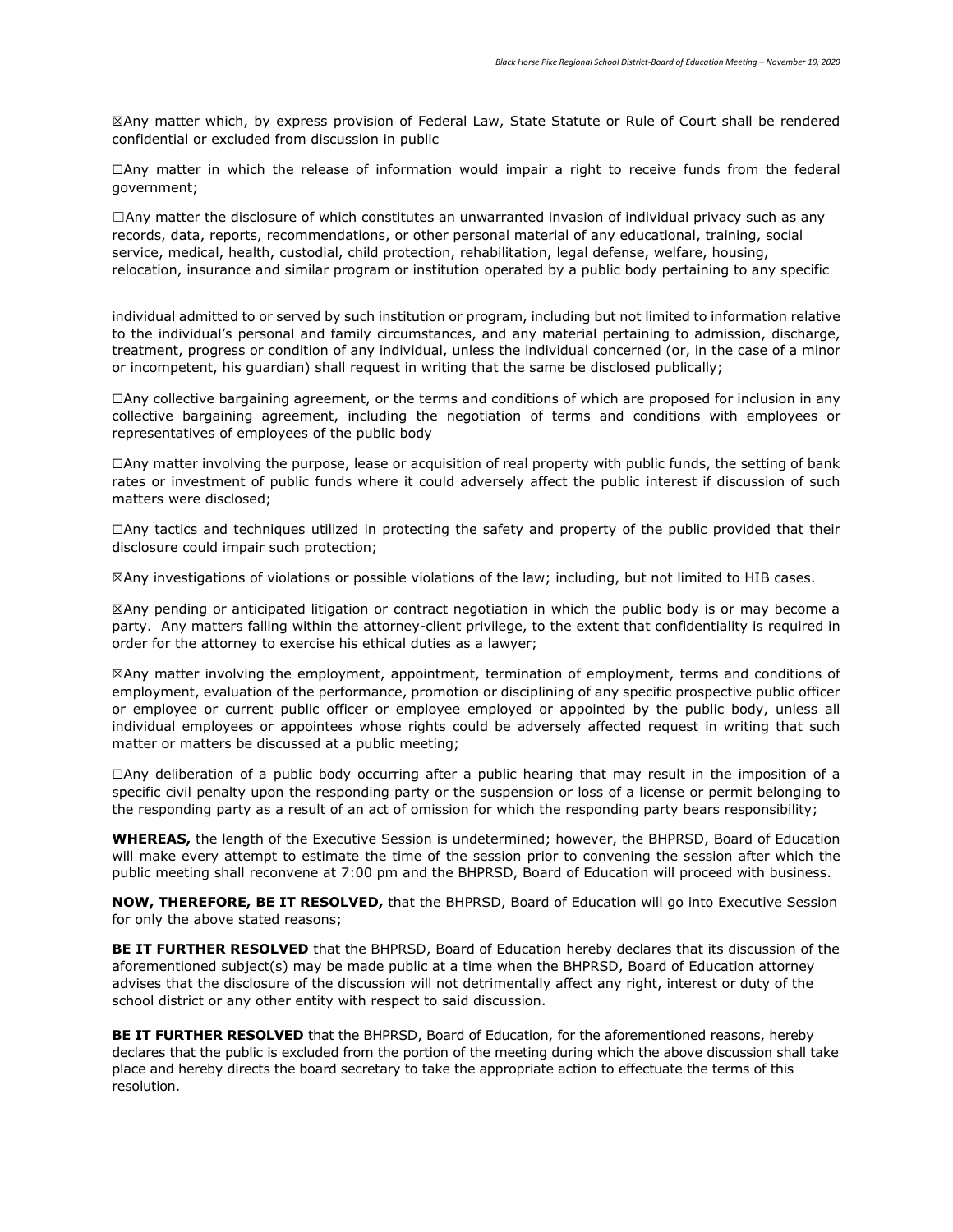☒Any matter which, by express provision of Federal Law, State Statute or Rule of Court shall be rendered confidential or excluded from discussion in public

☐Any matter in which the release of information would impair a right to receive funds from the federal government;

☐Any matter the disclosure of which constitutes an unwarranted invasion of individual privacy such as any records, data, reports, recommendations, or other personal material of any educational, training, social service, medical, health, custodial, child protection, rehabilitation, legal defense, welfare, housing, relocation, insurance and similar program or institution operated by a public body pertaining to any specific individual admitted to or served by such institution or program, including but not limited to information relative to the individual's personal and family circumstances, and any material pertaining to admission, discharge, treatment, progress or condition of any individual, unless the individual concerned (or, in the case of a minor or incompetent, his guardian) shall request in writing that the same be disclosed publically;

☐Any collective bargaining agreement, or the terms and conditions of which are proposed for inclusion in any collective bargaining agreement, including the negotiation of terms and conditions with employees or representatives of employees of the public body

☐Any matter involving the purpose, lease or acquisition of real property with public funds, the setting of bank rates or investment of public funds where it could adversely affect the public interest if discussion of such matters were disclosed;

☐Any tactics and techniques utilized in protecting the safety and property of the public provided that their disclosure could impair such protection;

☒Any investigations of violations or possible violations of the law; including, but not limited to HIB cases.

☒Any pending or anticipated litigation or contract negotiation in which the public body is or may become a party. Any matters falling within the attorney-client privilege, to the extent that confidentiality is required in order for the attorney to exercise his ethical duties as a lawyer;

☒Any matter involving the employment, appointment, termination of employment, terms and conditions of employment, evaluation of the performance, promotion or disciplining of any specific prospective public officer or employee or current public officer or employee employed or appointed by the public body, unless all individual employees or appointees whose rights could be adversely affected request in writing that such matter or matters be discussed at a public meeting;

☐Any deliberation of a public body occurring after a public hearing that may result in the imposition of a specific civil penalty upon the responding party or the suspension or loss of a license or permit belonging to the responding party as a result of an act of omission for which the responding party bears responsibility;

**WHEREAS,** the length of the Executive Session is undetermined; however, the BHPRSD, Board of Education will make every attempt to estimate the time of the session prior to convening the session after which the public meeting shall reconvene at 7:00 pm and the BHPRSD, Board of Education will proceed with business.

**NOW, THEREFORE, BE IT RESOLVED,** that the BHPRSD, Board of Education will go into Executive Session for only the above stated reasons;

**BE IT FURTHER RESOLVED** that the BHPRSD, Board of Education hereby declares that its discussion of the aforementioned subject(s) may be made public at a time when the BHPRSD, Board of Education attorney advises that the disclosure of the discussion will not detrimentally affect any right, interest or duty of the school district or any other entity with respect to said discussion.

**BE IT FURTHER RESOLVED** that the BHPRSD, Board of Education, for the aforementioned reasons, hereby declares that the public is excluded from the portion of the meeting during which the above discussion shall take place and hereby directs the board secretary to take the appropriate action to effectuate the terms of this resolution.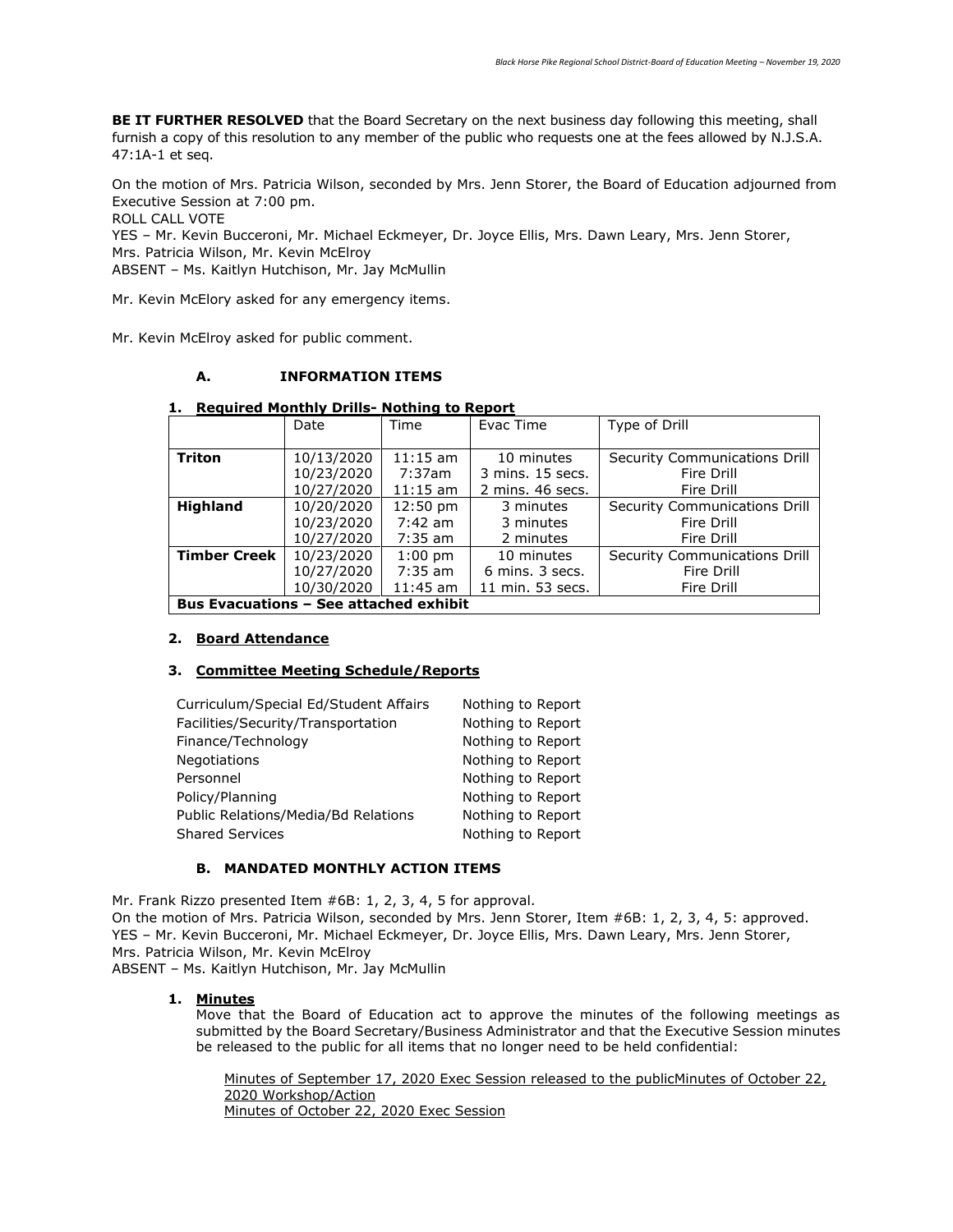**BE IT FURTHER RESOLVED** that the Board Secretary on the next business day following this meeting, shall furnish a copy of this resolution to any member of the public who requests one at the fees allowed by N.J.S.A. 47:1A-1 et seq.

On the motion of Mrs. Patricia Wilson, seconded by Mrs. Jenn Storer, the Board of Education adjourned from Executive Session at 7:00 pm.
ROLL CALL VOTE
YES – Mr. Kevin Bucceroni, Mr. Michael Eckmeyer, Dr. Joyce Ellis, Mrs. Dawn Leary, Mrs. Jenn Storer, Mrs. Patricia Wilson, Mr. Kevin McElroy
ABSENT – Ms. Kaitlyn Hutchison, Mr. Jay McMullin

Mr. Kevin McElory asked for any emergency items.

Mr. Kevin McElroy asked for public comment.

### A. INFORMATION ITEMS

**1. Required Monthly Drills- Nothing to Report**

| | Date | Time | Evac Time | Type of Drill |
|---|---|---|---|---|
| **Triton** | 10/13/2020<br>10/23/2020<br>10/27/2020 | 11:15 am<br>7:37am<br>11:15 am | 10 minutes<br>3 mins. 15 secs.<br>2 mins. 46 secs. | Security Communications Drill<br>Fire Drill<br>Fire Drill |
| **Highland** | 10/20/2020<br>10/23/2020<br>10/27/2020 | 12:50 pm<br>7:42 am<br>7:35 am | 3 minutes<br>3 minutes<br>2 minutes | Security Communications Drill<br>Fire Drill<br>Fire Drill |
| **Timber Creek** | 10/23/2020<br>10/27/2020<br>10/30/2020 | 1:00 pm<br>7:35 am<br>11:45 am | 10 minutes<br>6 mins. 3 secs.<br>11 min. 53 secs. | Security Communications Drill<br>Fire Drill<br>Fire Drill |
| **Bus Evacuations – See attached exhibit** | | | | |

**2. Board Attendance**

**3. Committee Meeting Schedule/Reports**

| | |
|---|---|
| Curriculum/Special Ed/Student Affairs | Nothing to Report |
| Facilities/Security/Transportation | Nothing to Report |
| Finance/Technology | Nothing to Report |
| Negotiations | Nothing to Report |
| Personnel | Nothing to Report |
| Policy/Planning | Nothing to Report |
| Public Relations/Media/Bd Relations | Nothing to Report |
| Shared Services | Nothing to Report |

### B. MANDATED MONTHLY ACTION ITEMS

Mr. Frank Rizzo presented Item #6B: 1, 2, 3, 4, 5 for approval.
On the motion of Mrs. Patricia Wilson, seconded by Mrs. Jenn Storer, Item #6B: 1, 2, 3, 4, 5: approved.
YES – Mr. Kevin Bucceroni, Mr. Michael Eckmeyer, Dr. Joyce Ellis, Mrs. Dawn Leary, Mrs. Jenn Storer, Mrs. Patricia Wilson, Mr. Kevin McElroy
ABSENT – Ms. Kaitlyn Hutchison, Mr. Jay McMullin

**1. Minutes**
Move that the Board of Education act to approve the minutes of the following meetings as submitted by the Board Secretary/Business Administrator and that the Executive Session minutes be released to the public for all items that no longer need to be held confidential:

Minutes of September 17, 2020 Exec Session released to the publicMinutes of October 22, 2020 Workshop/Action
Minutes of October 22, 2020 Exec Session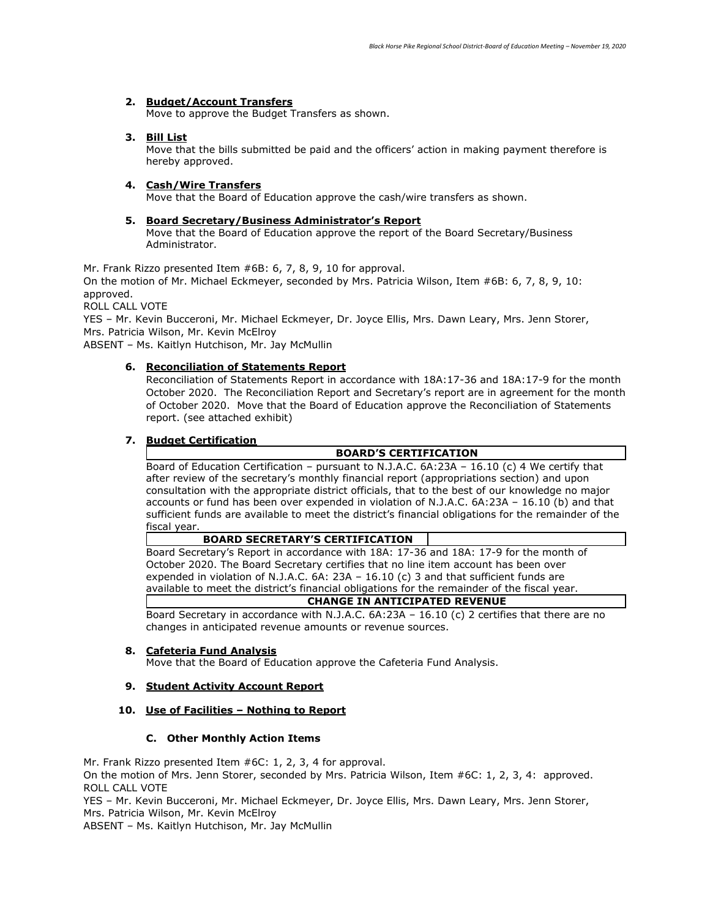2. **Budget/Account Transfers**
   Move to approve the Budget Transfers as shown.

3. **Bill List**
   Move that the bills submitted be paid and the officers' action in making payment therefore is hereby approved.

4. **Cash/Wire Transfers**
   Move that the Board of Education approve the cash/wire transfers as shown.

5. **Board Secretary/Business Administrator's Report**
   Move that the Board of Education approve the report of the Board Secretary/Business Administrator.

Mr. Frank Rizzo presented Item #6B: 6, 7, 8, 9, 10 for approval.
On the motion of Mr. Michael Eckmeyer, seconded by Mrs. Patricia Wilson, Item #6B: 6, 7, 8, 9, 10: approved.
ROLL CALL VOTE
YES – Mr. Kevin Bucceroni, Mr. Michael Eckmeyer, Dr. Joyce Ellis, Mrs. Dawn Leary, Mrs. Jenn Storer, Mrs. Patricia Wilson, Mr. Kevin McElroy
ABSENT – Ms. Kaitlyn Hutchison, Mr. Jay McMullin

6. **Reconciliation of Statements Report**
   Reconciliation of Statements Report in accordance with 18A:17-36 and 18A:17-9 for the month October 2020. The Reconciliation Report and Secretary's report are in agreement for the month of October 2020. Move that the Board of Education approve the Reconciliation of Statements report. (see attached exhibit)

7. **Budget Certification**

   **BOARD'S CERTIFICATION**

   Board of Education Certification – pursuant to N.J.A.C. 6A:23A – 16.10 (c) 4 We certify that after review of the secretary's monthly financial report (appropriations section) and upon consultation with the appropriate district officials, that to the best of our knowledge no major accounts or fund has been over expended in violation of N.J.A.C. 6A:23A – 16.10 (b) and that sufficient funds are available to meet the district's financial obligations for the remainder of the fiscal year.

   **BOARD SECRETARY'S CERTIFICATION**

   Board Secretary's Report in accordance with 18A: 17-36 and 18A: 17-9 for the month of October 2020. The Board Secretary certifies that no line item account has been over expended in violation of N.J.A.C. 6A: 23A – 16.10 (c) 3 and that sufficient funds are available to meet the district's financial obligations for the remainder of the fiscal year.

   **CHANGE IN ANTICIPATED REVENUE**

   Board Secretary in accordance with N.J.A.C. 6A:23A – 16.10 (c) 2 certifies that there are no changes in anticipated revenue amounts or revenue sources.

8. **Cafeteria Fund Analysis**
   Move that the Board of Education approve the Cafeteria Fund Analysis.

9. **Student Activity Account Report**

10. **Use of Facilities – Nothing to Report**

### C. Other Monthly Action Items

Mr. Frank Rizzo presented Item #6C: 1, 2, 3, 4 for approval.
On the motion of Mrs. Jenn Storer, seconded by Mrs. Patricia Wilson, Item #6C: 1, 2, 3, 4: approved.
ROLL CALL VOTE
YES – Mr. Kevin Bucceroni, Mr. Michael Eckmeyer, Dr. Joyce Ellis, Mrs. Dawn Leary, Mrs. Jenn Storer, Mrs. Patricia Wilson, Mr. Kevin McElroy
ABSENT – Ms. Kaitlyn Hutchison, Mr. Jay McMullin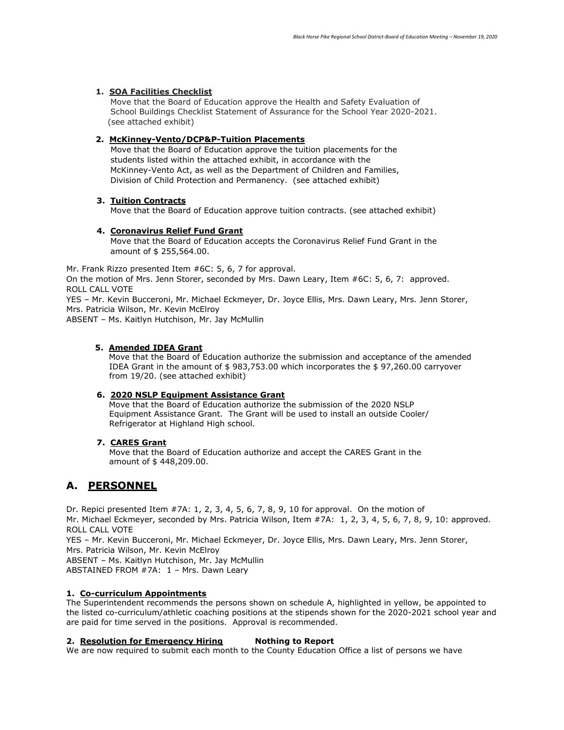1. **SOA Facilities Checklist**
   Move that the Board of Education approve the Health and Safety Evaluation of School Buildings Checklist Statement of Assurance for the School Year 2020-2021. (see attached exhibit)

2. **McKinney-Vento/DCP&P-Tuition Placements**
   Move that the Board of Education approve the tuition placements for the students listed within the attached exhibit, in accordance with the McKinney-Vento Act, as well as the Department of Children and Families, Division of Child Protection and Permanency. (see attached exhibit)

3. **Tuition Contracts**
   Move that the Board of Education approve tuition contracts. (see attached exhibit)

4. **Coronavirus Relief Fund Grant**
   Move that the Board of Education accepts the Coronavirus Relief Fund Grant in the amount of $ 255,564.00.

Mr. Frank Rizzo presented Item #6C: 5, 6, 7 for approval.
On the motion of Mrs. Jenn Storer, seconded by Mrs. Dawn Leary, Item #6C: 5, 6, 7: approved.
ROLL CALL VOTE
YES – Mr. Kevin Bucceroni, Mr. Michael Eckmeyer, Dr. Joyce Ellis, Mrs. Dawn Leary, Mrs. Jenn Storer, Mrs. Patricia Wilson, Mr. Kevin McElroy
ABSENT – Ms. Kaitlyn Hutchison, Mr. Jay McMullin

5. **Amended IDEA Grant**
   Move that the Board of Education authorize the submission and acceptance of the amended IDEA Grant in the amount of $ 983,753.00 which incorporates the $ 97,260.00 carryover from 19/20. (see attached exhibit)

6. **2020 NSLP Equipment Assistance Grant**
   Move that the Board of Education authorize the submission of the 2020 NSLP Equipment Assistance Grant. The Grant will be used to install an outside Cooler/ Refrigerator at Highland High school.

7. **CARES Grant**
   Move that the Board of Education authorize and accept the CARES Grant in the amount of $ 448,209.00.

## A. PERSONNEL

Dr. Repici presented Item #7A: 1, 2, 3, 4, 5, 6, 7, 8, 9, 10 for approval. On the motion of Mr. Michael Eckmeyer, seconded by Mrs. Patricia Wilson, Item #7A: 1, 2, 3, 4, 5, 6, 7, 8, 9, 10: approved.
ROLL CALL VOTE
YES – Mr. Kevin Bucceroni, Mr. Michael Eckmeyer, Dr. Joyce Ellis, Mrs. Dawn Leary, Mrs. Jenn Storer, Mrs. Patricia Wilson, Mr. Kevin McElroy
ABSENT – Ms. Kaitlyn Hutchison, Mr. Jay McMullin
ABSTAINED FROM #7A: 1 – Mrs. Dawn Leary

**1. Co-curriculum Appointments**
The Superintendent recommends the persons shown on schedule A, highlighted in yellow, be appointed to the listed co-curriculum/athletic coaching positions at the stipends shown for the 2020-2021 school year and are paid for time served in the positions. Approval is recommended.

**2. Resolution for Emergency Hiring** **Nothing to Report**
We are now required to submit each month to the County Education Office a list of persons we have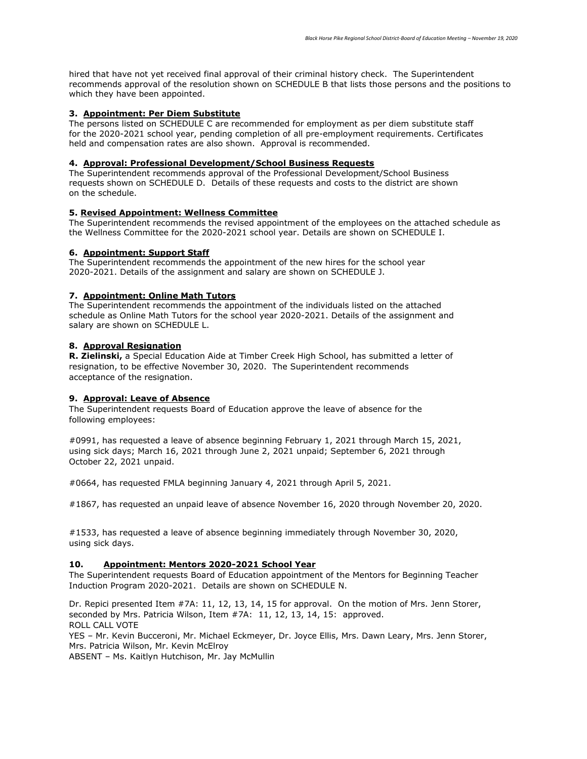hired that have not yet received final approval of their criminal history check. The Superintendent recommends approval of the resolution shown on SCHEDULE B that lists those persons and the positions to which they have been appointed.

**3. Appointment: Per Diem Substitute**

The persons listed on SCHEDULE C are recommended for employment as per diem substitute staff for the 2020-2021 school year, pending completion of all pre-employment requirements. Certificates held and compensation rates are also shown. Approval is recommended.

**4. Approval: Professional Development/School Business Requests**

The Superintendent recommends approval of the Professional Development/School Business requests shown on SCHEDULE D. Details of these requests and costs to the district are shown on the schedule.

**5. Revised Appointment: Wellness Committee**

The Superintendent recommends the revised appointment of the employees on the attached schedule as the Wellness Committee for the 2020-2021 school year. Details are shown on SCHEDULE I.

**6. Appointment: Support Staff**

The Superintendent recommends the appointment of the new hires for the school year 2020-2021. Details of the assignment and salary are shown on SCHEDULE J.

**7. Appointment: Online Math Tutors**

The Superintendent recommends the appointment of the individuals listed on the attached schedule as Online Math Tutors for the school year 2020-2021. Details of the assignment and salary are shown on SCHEDULE L.

**8. Approval Resignation**

**R. Zielinski,** a Special Education Aide at Timber Creek High School, has submitted a letter of resignation, to be effective November 30, 2020. The Superintendent recommends acceptance of the resignation.

**9. Approval: Leave of Absence**

The Superintendent requests Board of Education approve the leave of absence for the following employees:

#0991, has requested a leave of absence beginning February 1, 2021 through March 15, 2021, using sick days; March 16, 2021 through June 2, 2021 unpaid; September 6, 2021 through October 22, 2021 unpaid.

#0664, has requested FMLA beginning January 4, 2021 through April 5, 2021.

#1867, has requested an unpaid leave of absence November 16, 2020 through November 20, 2020.

#1533, has requested a leave of absence beginning immediately through November 30, 2020, using sick days.

**10. Appointment: Mentors 2020-2021 School Year**

The Superintendent requests Board of Education appointment of the Mentors for Beginning Teacher Induction Program 2020-2021. Details are shown on SCHEDULE N.

Dr. Repici presented Item #7A: 11, 12, 13, 14, 15 for approval. On the motion of Mrs. Jenn Storer, seconded by Mrs. Patricia Wilson, Item #7A: 11, 12, 13, 14, 15: approved.
ROLL CALL VOTE
YES – Mr. Kevin Bucceroni, Mr. Michael Eckmeyer, Dr. Joyce Ellis, Mrs. Dawn Leary, Mrs. Jenn Storer, Mrs. Patricia Wilson, Mr. Kevin McElroy
ABSENT – Ms. Kaitlyn Hutchison, Mr. Jay McMullin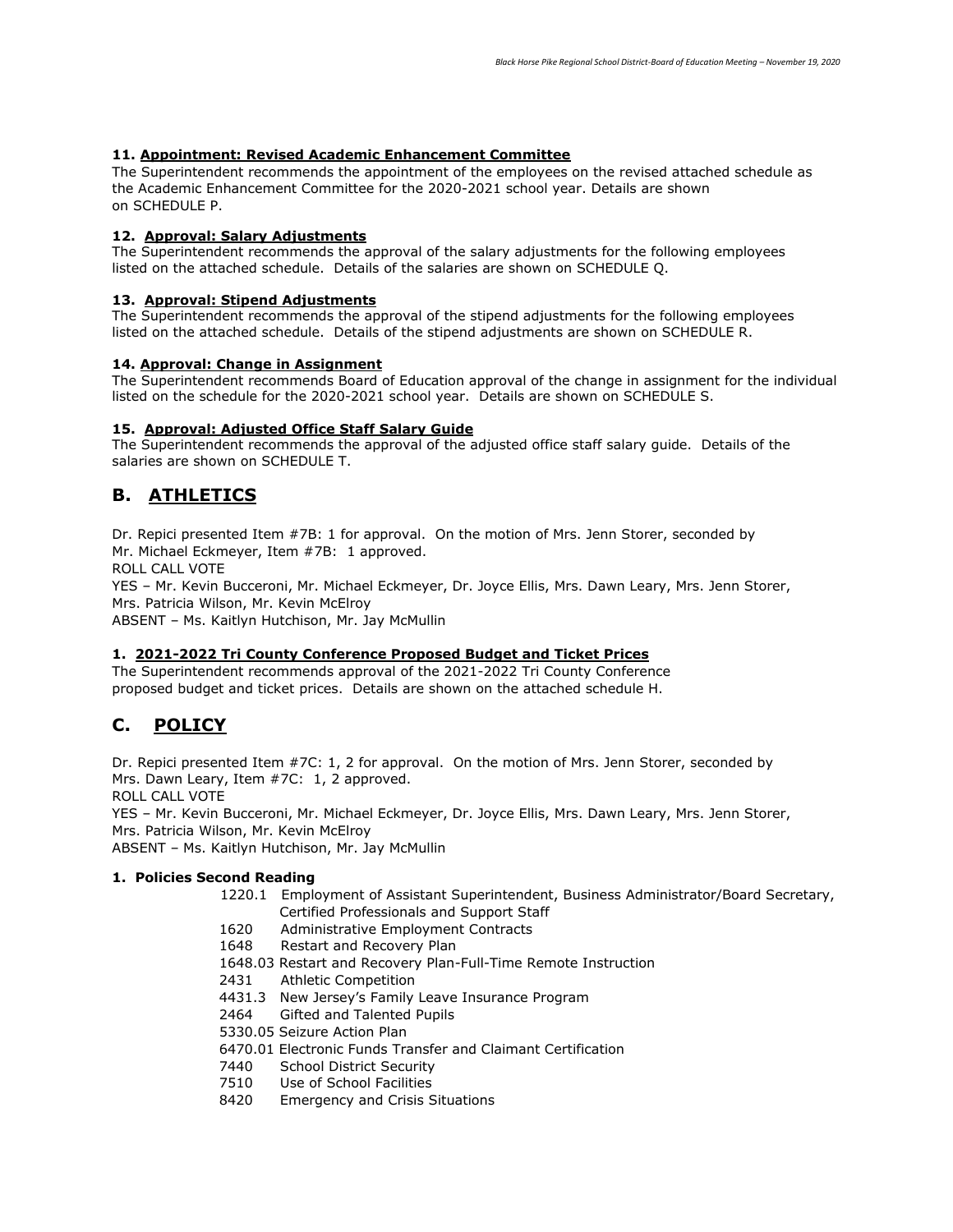**11. Appointment: Revised Academic Enhancement Committee**
The Superintendent recommends the appointment of the employees on the revised attached schedule as the Academic Enhancement Committee for the 2020-2021 school year. Details are shown on SCHEDULE P.

**12. Approval: Salary Adjustments**
The Superintendent recommends the approval of the salary adjustments for the following employees listed on the attached schedule. Details of the salaries are shown on SCHEDULE Q.

**13. Approval: Stipend Adjustments**
The Superintendent recommends the approval of the stipend adjustments for the following employees listed on the attached schedule. Details of the stipend adjustments are shown on SCHEDULE R.

**14. Approval: Change in Assignment**
The Superintendent recommends Board of Education approval of the change in assignment for the individual listed on the schedule for the 2020-2021 school year. Details are shown on SCHEDULE S.

**15. Approval: Adjusted Office Staff Salary Guide**
The Superintendent recommends the approval of the adjusted office staff salary guide. Details of the salaries are shown on SCHEDULE T.

## B. ATHLETICS

Dr. Repici presented Item #7B: 1 for approval. On the motion of Mrs. Jenn Storer, seconded by Mr. Michael Eckmeyer, Item #7B: 1 approved.
ROLL CALL VOTE
YES – Mr. Kevin Bucceroni, Mr. Michael Eckmeyer, Dr. Joyce Ellis, Mrs. Dawn Leary, Mrs. Jenn Storer, Mrs. Patricia Wilson, Mr. Kevin McElroy
ABSENT – Ms. Kaitlyn Hutchison, Mr. Jay McMullin

**1. 2021-2022 Tri County Conference Proposed Budget and Ticket Prices**
The Superintendent recommends approval of the 2021-2022 Tri County Conference proposed budget and ticket prices. Details are shown on the attached schedule H.

## C. POLICY

Dr. Repici presented Item #7C: 1, 2 for approval. On the motion of Mrs. Jenn Storer, seconded by Mrs. Dawn Leary, Item #7C: 1, 2 approved.
ROLL CALL VOTE
YES – Mr. Kevin Bucceroni, Mr. Michael Eckmeyer, Dr. Joyce Ellis, Mrs. Dawn Leary, Mrs. Jenn Storer, Mrs. Patricia Wilson, Mr. Kevin McElroy
ABSENT – Ms. Kaitlyn Hutchison, Mr. Jay McMullin

**1. Policies Second Reading**

- 1220.1 Employment of Assistant Superintendent, Business Administrator/Board Secretary, Certified Professionals and Support Staff
- 1620 Administrative Employment Contracts
- 1648 Restart and Recovery Plan
- 1648.03 Restart and Recovery Plan-Full-Time Remote Instruction
- 2431 Athletic Competition
- 4431.3 New Jersey's Family Leave Insurance Program
- 2464 Gifted and Talented Pupils
- 5330.05 Seizure Action Plan
- 6470.01 Electronic Funds Transfer and Claimant Certification
- 7440 School District Security
- 7510 Use of School Facilities
- 8420 Emergency and Crisis Situations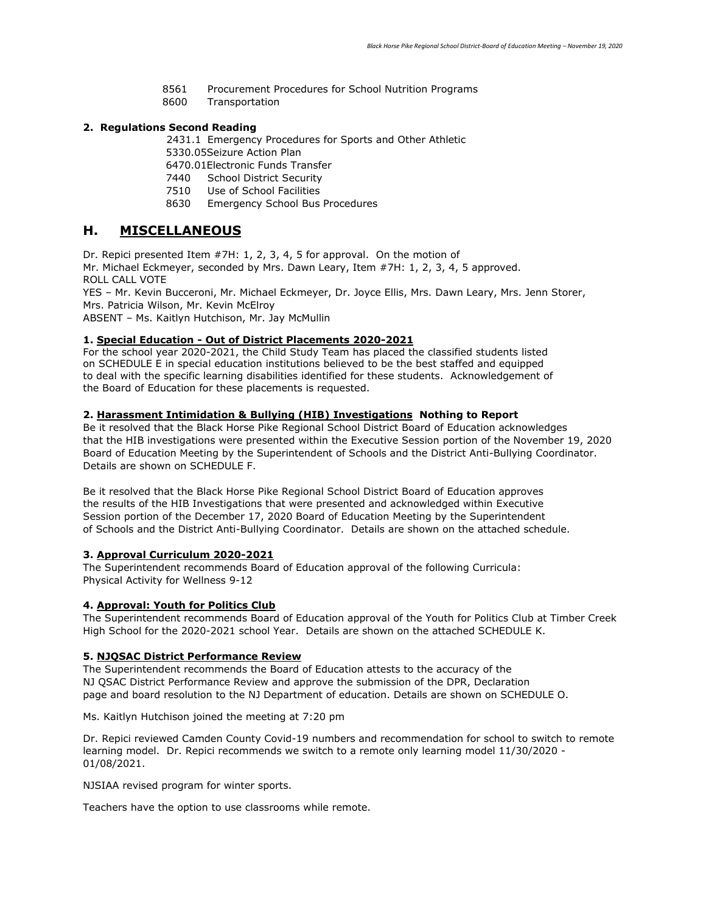8561 Procurement Procedures for School Nutrition Programs
8600 Transportation

**2. Regulations Second Reading**

2431.1 Emergency Procedures for Sports and Other Athletic
5330.05 Seizure Action Plan
6470.01 Electronic Funds Transfer
7440 School District Security
7510 Use of School Facilities
8630 Emergency School Bus Procedures

## H. MISCELLANEOUS

Dr. Repici presented Item #7H: 1, 2, 3, 4, 5 for approval. On the motion of Mr. Michael Eckmeyer, seconded by Mrs. Dawn Leary, Item #7H: 1, 2, 3, 4, 5 approved.
ROLL CALL VOTE
YES – Mr. Kevin Bucceroni, Mr. Michael Eckmeyer, Dr. Joyce Ellis, Mrs. Dawn Leary, Mrs. Jenn Storer, Mrs. Patricia Wilson, Mr. Kevin McElroy
ABSENT – Ms. Kaitlyn Hutchison, Mr. Jay McMullin

**1. Special Education - Out of District Placements 2020-2021**

For the school year 2020-2021, the Child Study Team has placed the classified students listed on SCHEDULE E in special education institutions believed to be the best staffed and equipped to deal with the specific learning disabilities identified for these students. Acknowledgement of the Board of Education for these placements is requested.

**2. Harassment Intimidation & Bullying (HIB) Investigations Nothing to Report**

Be it resolved that the Black Horse Pike Regional School District Board of Education acknowledges that the HIB investigations were presented within the Executive Session portion of the November 19, 2020 Board of Education Meeting by the Superintendent of Schools and the District Anti-Bullying Coordinator. Details are shown on SCHEDULE F.

Be it resolved that the Black Horse Pike Regional School District Board of Education approves the results of the HIB Investigations that were presented and acknowledged within Executive Session portion of the December 17, 2020 Board of Education Meeting by the Superintendent of Schools and the District Anti-Bullying Coordinator. Details are shown on the attached schedule.

**3. Approval Curriculum 2020-2021**

The Superintendent recommends Board of Education approval of the following Curricula:
Physical Activity for Wellness 9-12

**4. Approval: Youth for Politics Club**

The Superintendent recommends Board of Education approval of the Youth for Politics Club at Timber Creek High School for the 2020-2021 school Year. Details are shown on the attached SCHEDULE K.

**5. NJQSAC District Performance Review**

The Superintendent recommends the Board of Education attests to the accuracy of the NJ QSAC District Performance Review and approve the submission of the DPR, Declaration page and board resolution to the NJ Department of education. Details are shown on SCHEDULE O.

Ms. Kaitlyn Hutchison joined the meeting at 7:20 pm

Dr. Repici reviewed Camden County Covid-19 numbers and recommendation for school to switch to remote learning model. Dr. Repici recommends we switch to a remote only learning model 11/30/2020 - 01/08/2021.

NJSIAA revised program for winter sports.

Teachers have the option to use classrooms while remote.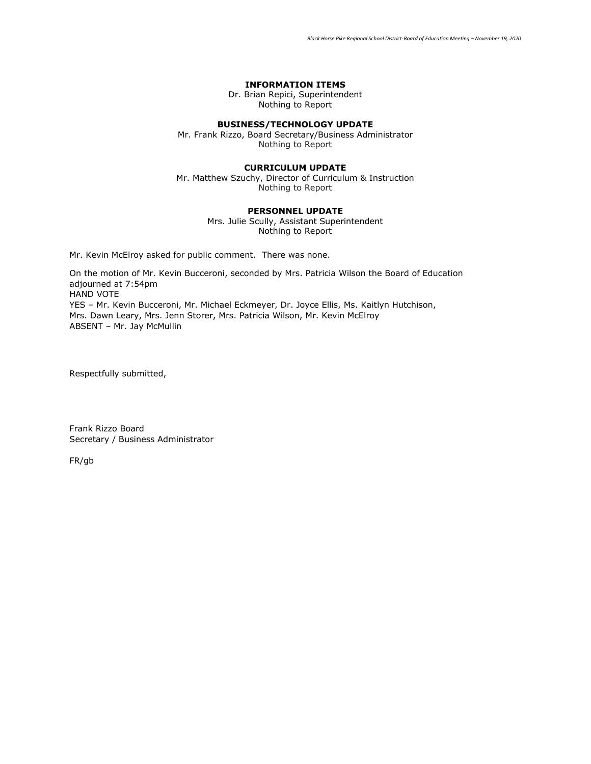**INFORMATION ITEMS**

Dr. Brian Repici, Superintendent
Nothing to Report

**BUSINESS/TECHNOLOGY UPDATE**

Mr. Frank Rizzo, Board Secretary/Business Administrator
Nothing to Report

**CURRICULUM UPDATE**

Mr. Matthew Szuchy, Director of Curriculum & Instruction
Nothing to Report

**PERSONNEL UPDATE**

Mrs. Julie Scully, Assistant Superintendent
Nothing to Report

Mr. Kevin McElroy asked for public comment. There was none.

On the motion of Mr. Kevin Bucceroni, seconded by Mrs. Patricia Wilson the Board of Education adjourned at 7:54pm
HAND VOTE
YES – Mr. Kevin Bucceroni, Mr. Michael Eckmeyer, Dr. Joyce Ellis, Ms. Kaitlyn Hutchison, Mrs. Dawn Leary, Mrs. Jenn Storer, Mrs. Patricia Wilson, Mr. Kevin McElroy
ABSENT – Mr. Jay McMullin

Respectfully submitted,

Frank Rizzo Board
Secretary / Business Administrator

FR/gb